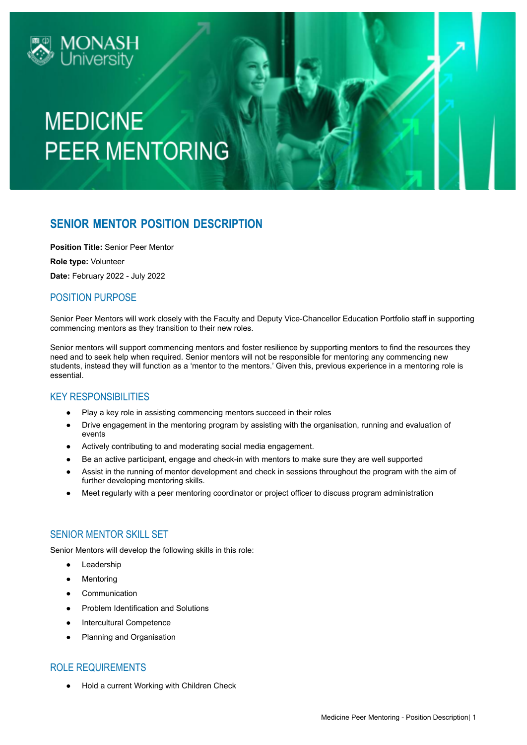MONASH University

# MEDICINE PEER MENTORING

## SENIOR MENTOR POSITION DESCRIPTION

**Position Title:** Senior Peer Mentor

**Role type:** Volunteer

**Date:** February 2022 - July 2022

### POSITION PURPOSE

Senior Peer Mentors will work closely with the Faculty and Deputy Vice-Chancellor Education Portfolio staff in supporting commencing mentors as they transition to their new roles.

Senior mentors will support commencing mentors and foster resilience by supporting mentors to find the resources they need and to seek help when required. Senior mentors will not be responsible for mentoring any commencing new students, instead they will function as a 'mentor to the mentors.' Given this, previous experience in a mentoring role is essential.

### KEY RESPONSIBILITIES

- Play a key role in assisting commencing mentors succeed in their roles
- Drive engagement in the mentoring program by assisting with the organisation, running and evaluation of events
- Actively contributing to and moderating social media engagement.
- Be an active participant, engage and check-in with mentors to make sure they are well supported
- Assist in the running of mentor development and check in sessions throughout the program with the aim of further developing mentoring skills.
- Meet regularly with a peer mentoring coordinator or project officer to discuss program administration

### SENIOR MENTOR SKILL SET

Senior Mentors will develop the following skills in this role:

- Leadership
- Mentoring
- Communication
- Problem Identification and Solutions
- Intercultural Competence
- Planning and Organisation

### ROLE REQUIREMENTS

- Hold a current Working with Children Check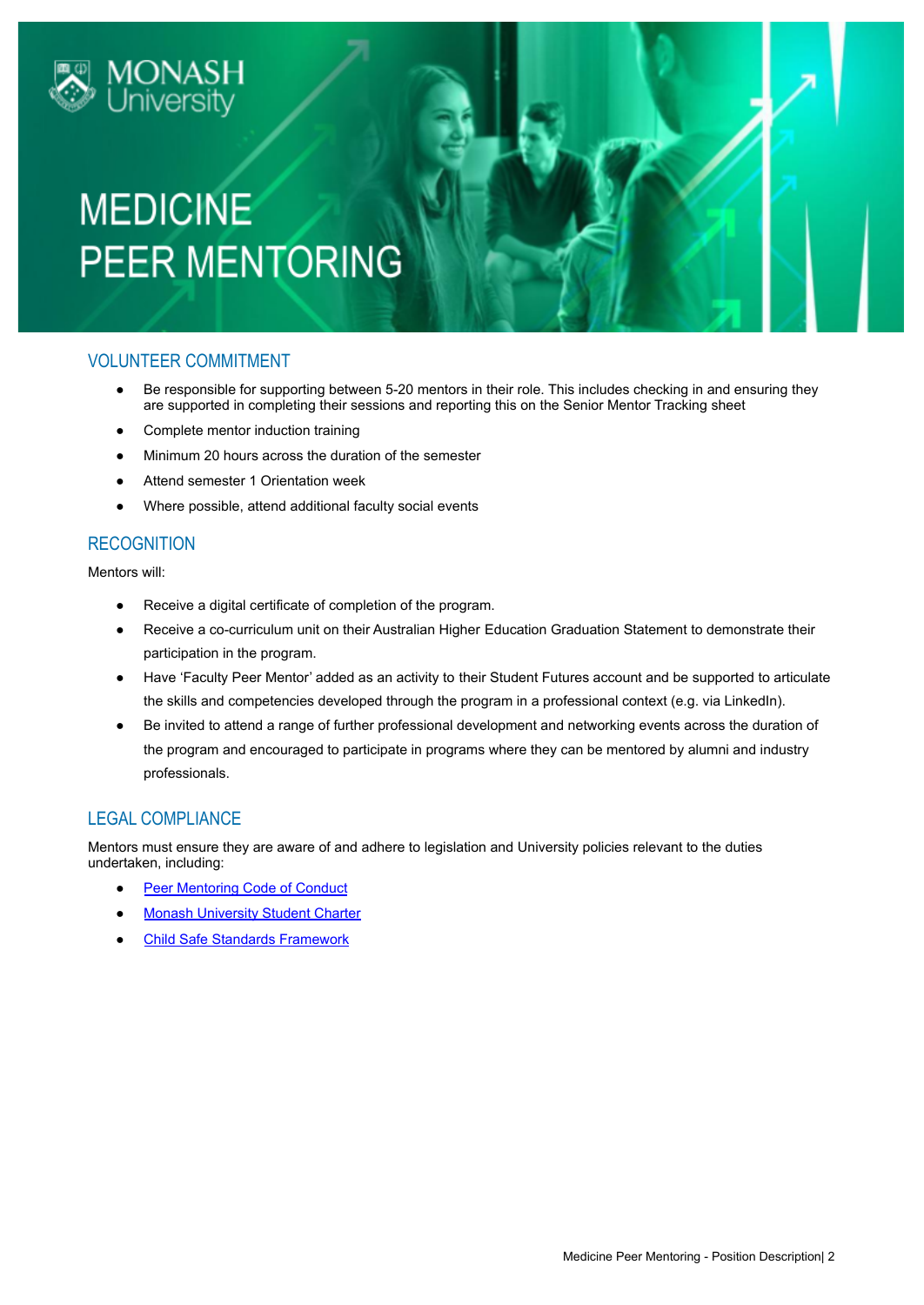# MEDICINE PEER MENTORING

## VOLUNTEER COMMITMENT

- Be responsible for supporting between 5-20 mentors in their role. This includes checking in and ensuring they are supported in completing their sessions and reporting this on the Senior Mentor Tracking sheet
- Complete mentor induction training
- Minimum 20 hours across the duration of the semester
- Attend semester 1 Orientation week
- Where possible, attend additional faculty social events

## RECOGNITION

Mentors will:

- Receive a digital certificate of completion of the program.
- Receive a co-curriculum unit on their Australian Higher Education Graduation Statement to demonstrate their participation in the program.
- Have 'Faculty Peer Mentor' added as an activity to their Student Futures account and be supported to articulate the skills and competencies developed through the program in a professional context (e.g. via LinkedIn).
- Be invited to attend a range of further professional development and networking events across the duration of the program and encouraged to participate in programs where they can be mentored by alumni and industry professionals.

## LEGAL COMPLIANCE

Mentors must ensure they are aware of and adhere to legislation and University policies relevant to the duties undertaken, including:

- Peer Mentoring Code of Conduct
- Monash University Student Charter
- Child Safe Standards Framework